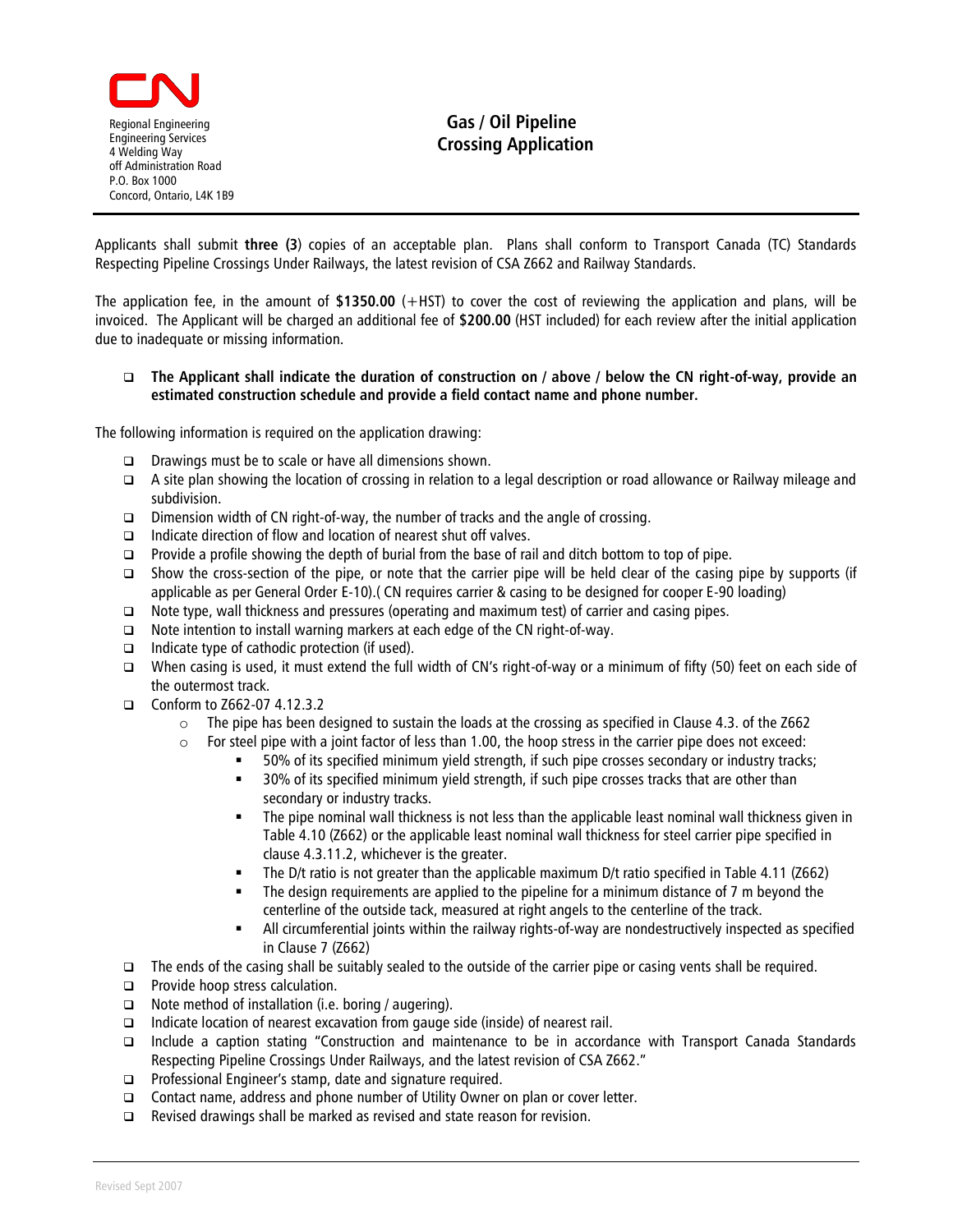CN

Regional Engineering
Engineering Services
4 Welding Way
off Administration Road
P.O. Box 1000
Concord, Ontario, L4K 1B9

# Gas / Oil Pipeline Crossing Application

Applicants shall submit **three (3**) copies of an acceptable plan. Plans shall conform to Transport Canada (TC) Standards Respecting Pipeline Crossings Under Railways, the latest revision of CSA Z662 and Railway Standards.

The application fee, in the amount of **$1350.00** (+HST) to cover the cost of reviewing the application and plans, will be invoiced. The Applicant will be charged an additional fee of **$200.00** (HST included) for each review after the initial application due to inadequate or missing information.

- **The Applicant shall indicate the duration of construction on / above / below the CN right-of-way, provide an estimated construction schedule and provide a field contact name and phone number.**

The following information is required on the application drawing:

- Drawings must be to scale or have all dimensions shown.
- A site plan showing the location of crossing in relation to a legal description or road allowance or Railway mileage and subdivision.
- Dimension width of CN right-of-way, the number of tracks and the angle of crossing.
- Indicate direction of flow and location of nearest shut off valves.
- Provide a profile showing the depth of burial from the base of rail and ditch bottom to top of pipe.
- Show the cross-section of the pipe, or note that the carrier pipe will be held clear of the casing pipe by supports (if applicable as per General Order E-10).( CN requires carrier & casing to be designed for cooper E-90 loading)
- Note type, wall thickness and pressures (operating and maximum test) of carrier and casing pipes.
- Note intention to install warning markers at each edge of the CN right-of-way.
- Indicate type of cathodic protection (if used).
- When casing is used, it must extend the full width of CN's right-of-way or a minimum of fifty (50) feet on each side of the outermost track.
- Conform to Z662-07 4.12.3.2
  - The pipe has been designed to sustain the loads at the crossing as specified in Clause 4.3. of the Z662
  - For steel pipe with a joint factor of less than 1.00, the hoop stress in the carrier pipe does not exceed:
    - 50% of its specified minimum yield strength, if such pipe crosses secondary or industry tracks;
    - 30% of its specified minimum yield strength, if such pipe crosses tracks that are other than secondary or industry tracks.
    - The pipe nominal wall thickness is not less than the applicable least nominal wall thickness given in Table 4.10 (Z662) or the applicable least nominal wall thickness for steel carrier pipe specified in clause 4.3.11.2, whichever is the greater.
    - The D/t ratio is not greater than the applicable maximum D/t ratio specified in Table 4.11 (Z662)
    - The design requirements are applied to the pipeline for a minimum distance of 7 m beyond the centerline of the outside tack, measured at right angels to the centerline of the track.
    - All circumferential joints within the railway rights-of-way are nondestructively inspected as specified in Clause 7 (Z662)
- The ends of the casing shall be suitably sealed to the outside of the carrier pipe or casing vents shall be required.
- Provide hoop stress calculation.
- Note method of installation (i.e. boring / augering).
- Indicate location of nearest excavation from gauge side (inside) of nearest rail.
- Include a caption stating "Construction and maintenance to be in accordance with Transport Canada Standards Respecting Pipeline Crossings Under Railways, and the latest revision of CSA Z662."
- Professional Engineer's stamp, date and signature required.
- Contact name, address and phone number of Utility Owner on plan or cover letter.
- Revised drawings shall be marked as revised and state reason for revision.

Revised Sept 2007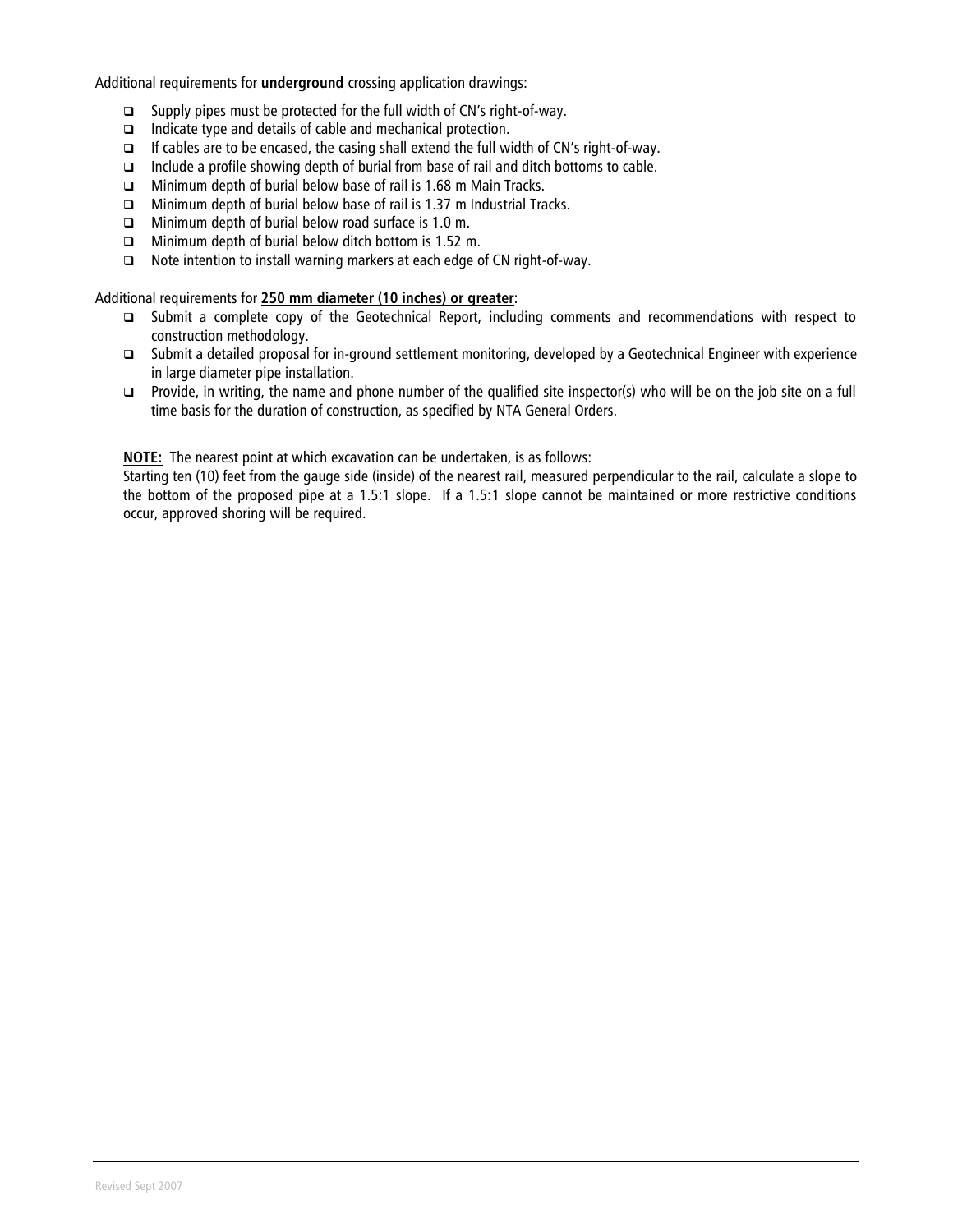Additional requirements for **underground** crossing application drawings:

- Supply pipes must be protected for the full width of CN's right-of-way.
- Indicate type and details of cable and mechanical protection.
- If cables are to be encased, the casing shall extend the full width of CN's right-of-way.
- Include a profile showing depth of burial from base of rail and ditch bottoms to cable.
- Minimum depth of burial below base of rail is 1.68 m Main Tracks.
- Minimum depth of burial below base of rail is 1.37 m Industrial Tracks.
- Minimum depth of burial below road surface is 1.0 m.
- Minimum depth of burial below ditch bottom is 1.52 m.
- Note intention to install warning markers at each edge of CN right-of-way.

Additional requirements for **250 mm diameter (10 inches) or greater**:

- Submit a complete copy of the Geotechnical Report, including comments and recommendations with respect to construction methodology.
- Submit a detailed proposal for in-ground settlement monitoring, developed by a Geotechnical Engineer with experience in large diameter pipe installation.
- Provide, in writing, the name and phone number of the qualified site inspector(s) who will be on the job site on a full time basis for the duration of construction, as specified by NTA General Orders.

**NOTE:** The nearest point at which excavation can be undertaken, is as follows:
Starting ten (10) feet from the gauge side (inside) of the nearest rail, measured perpendicular to the rail, calculate a slope to the bottom of the proposed pipe at a 1.5:1 slope. If a 1.5:1 slope cannot be maintained or more restrictive conditions occur, approved shoring will be required.

Revised Sept 2007